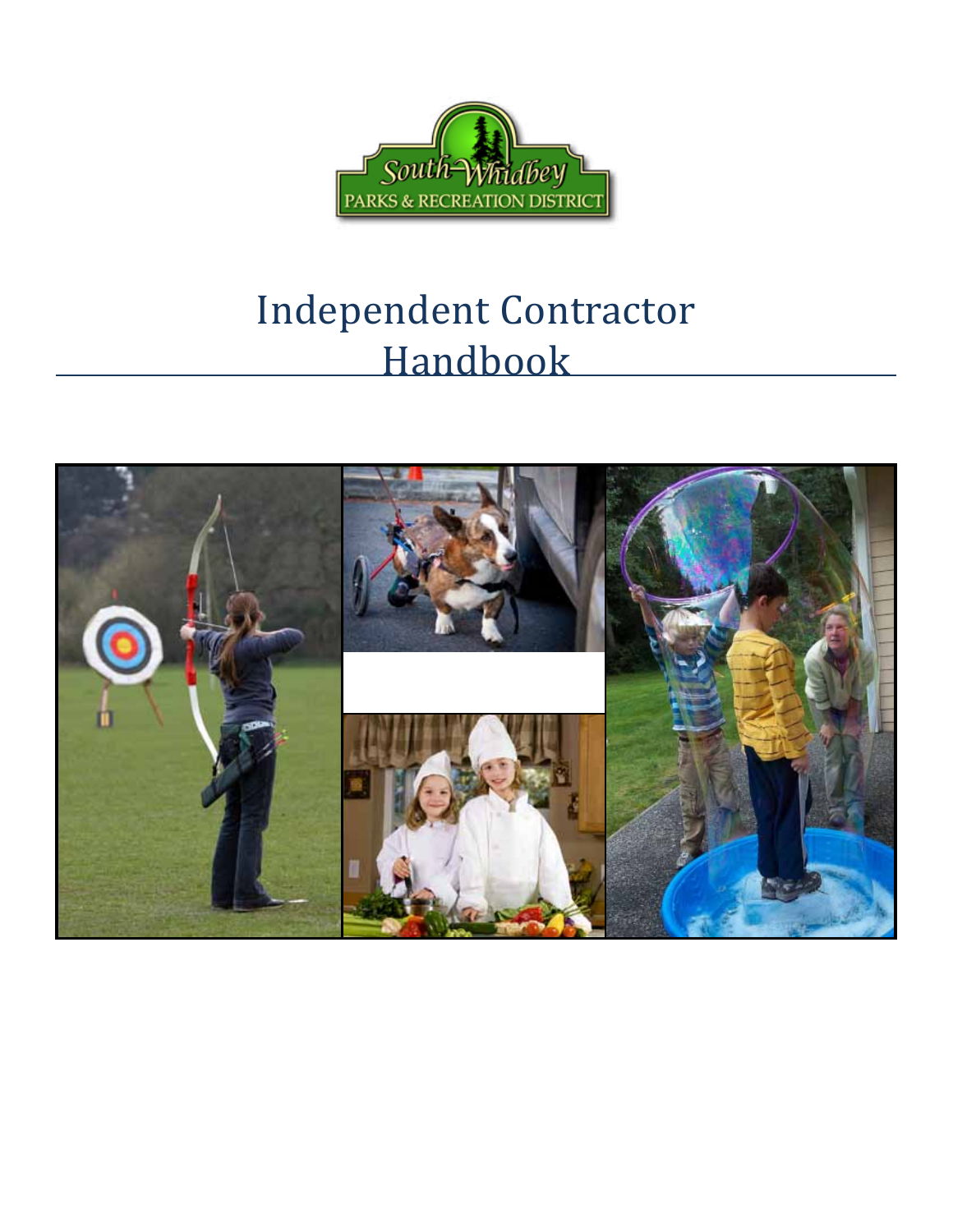South Whidbey PARKS & RECREATION DISTRICT

# Independent Contractor Handbook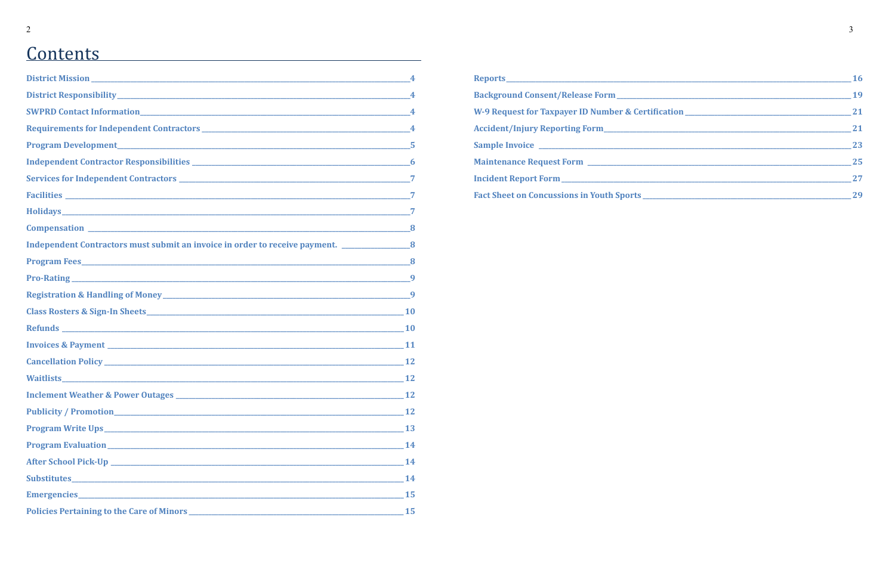# Contents

| Section | Page |
|---|---|
| **District Mission** | 4 |
| **District Responsibility** | 4 |
| **SWPRD Contact Information** | 4 |
| **Requirements for Independent Contractors** | 4 |
| **Program Development** | 5 |
| **Independent Contractor Responsibilities** | 6 |
| **Services for Independent Contractors** | 7 |
| **Facilities** | 7 |
| **Holidays** | 7 |
| **Compensation** | 8 |
| **Independent Contractors must submit an invoice in order to receive payment.** | 8 |
| **Program Fees** | 8 |
| **Pro-Rating** | 9 |
| **Registration & Handling of Money** | 9 |
| **Class Rosters & Sign-In Sheets** | 10 |
| **Refunds** | 10 |
| **Invoices & Payment** | 11 |
| **Cancellation Policy** | 12 |
| **Waitlists** | 12 |
| **Inclement Weather & Power Outages** | 12 |
| **Publicity / Promotion** | 12 |
| **Program Write Ups** | 13 |
| **Program Evaluation** | 14 |
| **After School Pick-Up** | 14 |
| **Substitutes** | 14 |
| **Emergencies** | 15 |
| **Policies Pertaining to the Care of Minors** | 15 |
| **Reports** | 16 |
| **Background Consent/Release Form** | 19 |
| **W-9 Request for Taxpayer ID Number & Certification** | 21 |
| **Accident/Injury Reporting Form** | 21 |
| **Sample Invoice** | 23 |
| **Maintenance Request Form** | 25 |
| **Incident Report Form** | 27 |
| **Fact Sheet on Concussions in Youth Sports** | 29 |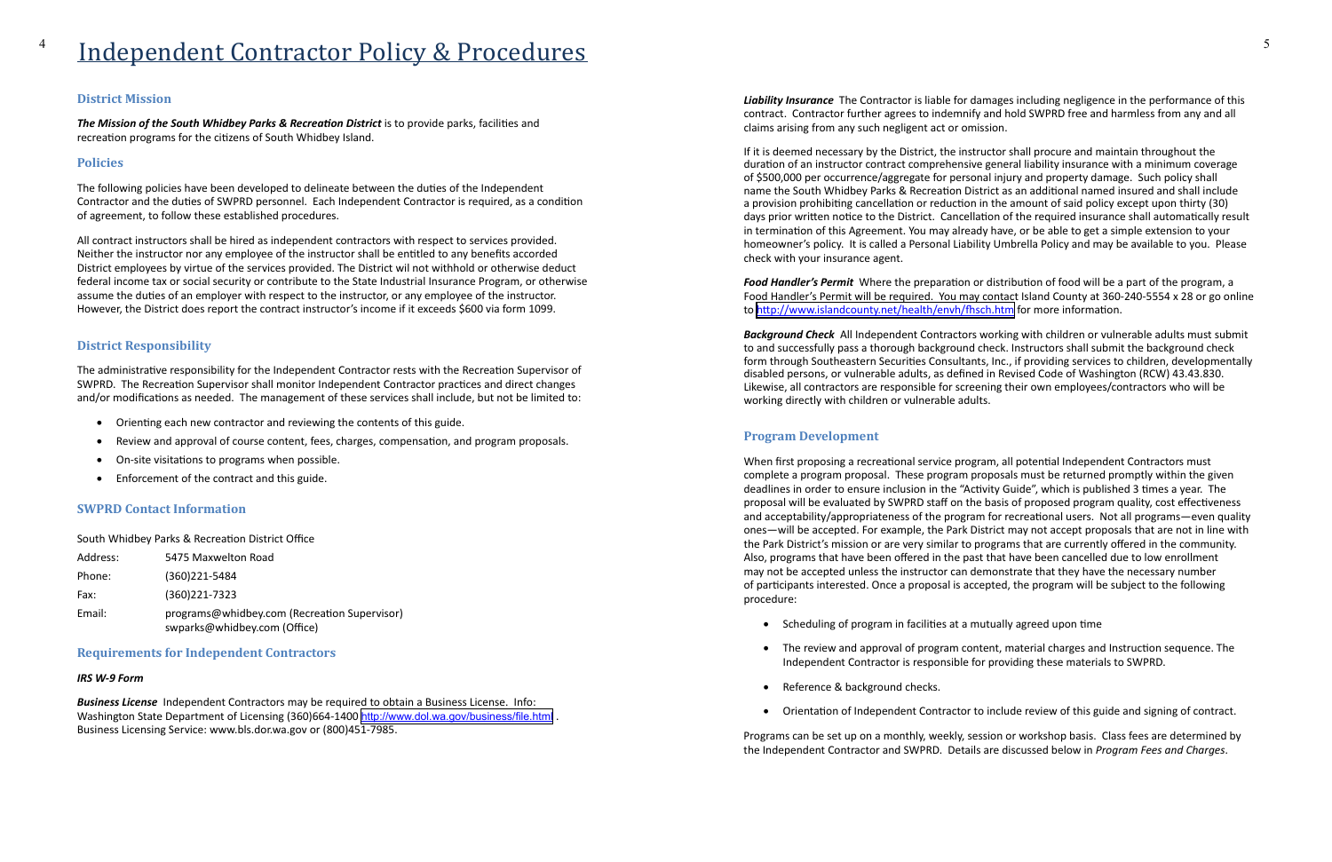# Independent Contractor Policy & Procedures

## District Mission

***The Mission of the South Whidbey Parks & Recreation District*** is to provide parks, facilities and recreation programs for the citizens of South Whidbey Island.

## Policies

The following policies have been developed to delineate between the duties of the Independent Contractor and the duties of SWPRD personnel. Each Independent Contractor is required, as a condition of agreement, to follow these established procedures.

All contract instructors shall be hired as independent contractors with respect to services provided. Neither the instructor nor any employee of the instructor shall be entitled to any benefits accorded District employees by virtue of the services provided. The District wil not withhold or otherwise deduct federal income tax or social security or contribute to the State Industrial Insurance Program, or otherwise assume the duties of an employer with respect to the instructor, or any employee of the instructor. However, the District does report the contract instructor's income if it exceeds $600 via form 1099.

## District Responsibility

The administrative responsibility for the Independent Contractor rests with the Recreation Supervisor of SWPRD. The Recreation Supervisor shall monitor Independent Contractor practices and direct changes and/or modifications as needed. The management of these services shall include, but not be limited to:

- Orienting each new contractor and reviewing the contents of this guide.
- Review and approval of course content, fees, charges, compensation, and program proposals.
- On-site visitations to programs when possible.
- Enforcement of the contract and this guide.

## SWPRD Contact Information

South Whidbey Parks & Recreation District Office

| | |
|---|---|
| Address: | 5475 Maxwelton Road |
| Phone: | (360)221-5484 |
| Fax: | (360)221-7323 |
| Email: | programs@whidbey.com (Recreation Supervisor) swparks@whidbey.com (Office) |

## Requirements for Independent Contractors

***IRS W-9 Form***

***Business License*** Independent Contractors may be required to obtain a Business License. Info: Washington State Department of Licensing (360)664-1400 http://www.dol.wa.gov/business/file.html . Business Licensing Service: www.bls.dor.wa.gov or (800)451-7985.

***Liability Insurance*** The Contractor is liable for damages including negligence in the performance of this contract. Contractor further agrees to indemnify and hold SWPRD free and harmless from any and all claims arising from any such negligent act or omission.

If it is deemed necessary by the District, the instructor shall procure and maintain throughout the duration of an instructor contract comprehensive general liability insurance with a minimum coverage of $500,000 per occurrence/aggregate for personal injury and property damage. Such policy shall name the South Whidbey Parks & Recreation District as an additional named insured and shall include a provision prohibiting cancellation or reduction in the amount of said policy except upon thirty (30) days prior written notice to the District. Cancellation of the required insurance shall automatically result in termination of this Agreement. You may already have, or be able to get a simple extension to your homeowner's policy. It is called a Personal Liability Umbrella Policy and may be available to you. Please check with your insurance agent.

***Food Handler's Permit*** Where the preparation or distribution of food will be a part of the program, a Food Handler's Permit will be required. You may contact Island County at 360-240-5554 x 28 or go online to http://www.islandcounty.net/health/envh/fhsch.htm for more information.

***Background Check*** All Independent Contractors working with children or vulnerable adults must submit to and successfully pass a thorough background check. Instructors shall submit the background check form through Southeastern Securities Consultants, Inc., if providing services to children, developmentally disabled persons, or vulnerable adults, as defined in Revised Code of Washington (RCW) 43.43.830. Likewise, all contractors are responsible for screening their own employees/contractors who will be working directly with children or vulnerable adults.

## Program Development

When first proposing a recreational service program, all potential Independent Contractors must complete a program proposal. These program proposals must be returned promptly within the given deadlines in order to ensure inclusion in the "Activity Guide", which is published 3 times a year. The proposal will be evaluated by SWPRD staff on the basis of proposed program quality, cost effectiveness and acceptability/appropriateness of the program for recreational users. Not all programs—even quality ones—will be accepted. For example, the Park District may not accept proposals that are not in line with the Park District's mission or are very similar to programs that are currently offered in the community. Also, programs that have been offered in the past that have been cancelled due to low enrollment may not be accepted unless the instructor can demonstrate that they have the necessary number of participants interested. Once a proposal is accepted, the program will be subject to the following procedure:

- Scheduling of program in facilities at a mutually agreed upon time
- The review and approval of program content, material charges and Instruction sequence. The Independent Contractor is responsible for providing these materials to SWPRD.
- Reference & background checks.
- Orientation of Independent Contractor to include review of this guide and signing of contract.

Programs can be set up on a monthly, weekly, session or workshop basis. Class fees are determined by the Independent Contractor and SWPRD. Details are discussed below in *Program Fees and Charges*.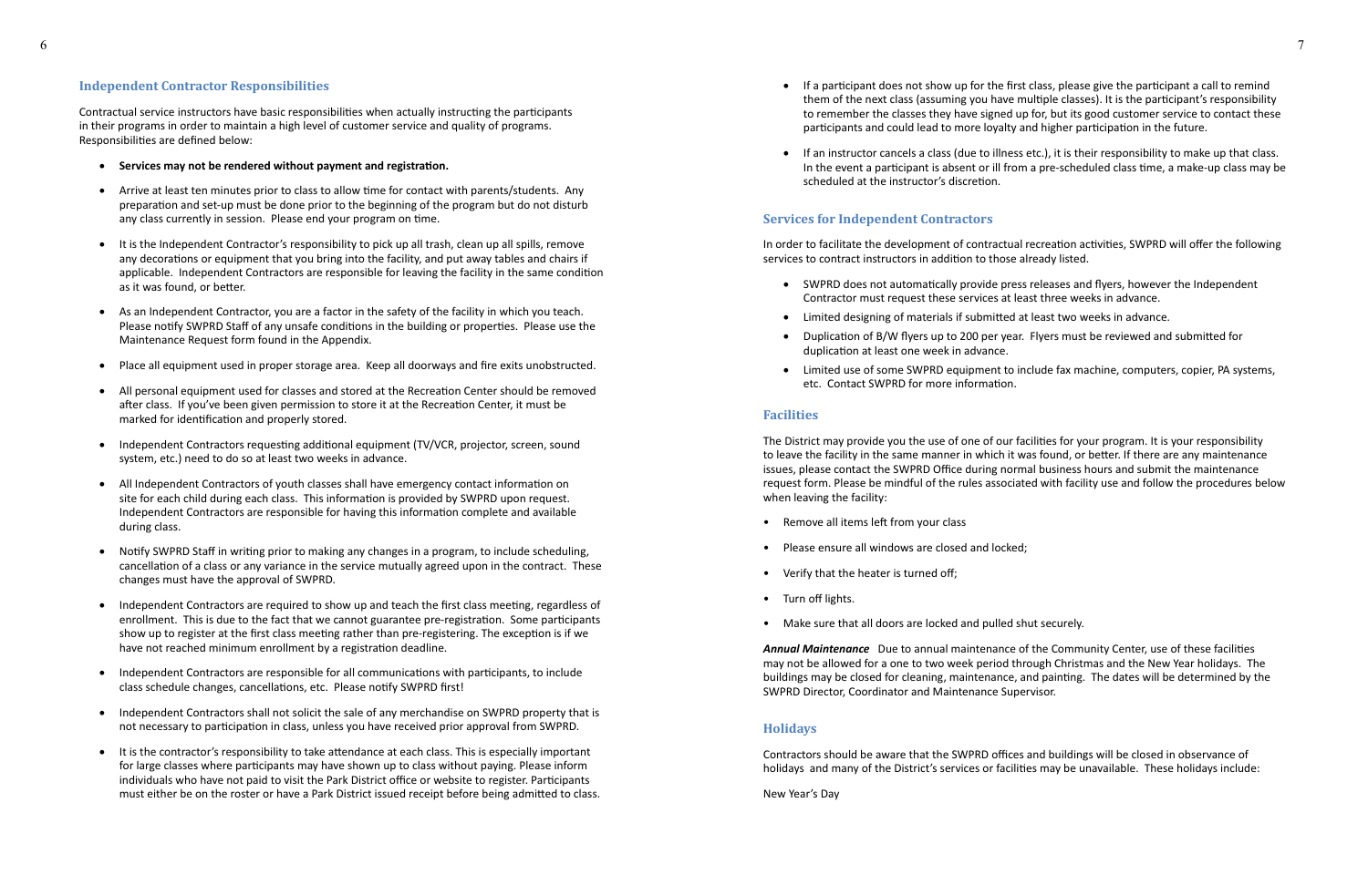## Independent Contractor Responsibilities

Contractual service instructors have basic responsibilities when actually instructing the participants in their programs in order to maintain a high level of customer service and quality of programs. Responsibilities are defined below:

- **Services may not be rendered without payment and registration.**
- Arrive at least ten minutes prior to class to allow time for contact with parents/students. Any preparation and set-up must be done prior to the beginning of the program but do not disturb any class currently in session. Please end your program on time.
- It is the Independent Contractor's responsibility to pick up all trash, clean up all spills, remove any decorations or equipment that you bring into the facility, and put away tables and chairs if applicable. Independent Contractors are responsible for leaving the facility in the same condition as it was found, or better.
- As an Independent Contractor, you are a factor in the safety of the facility in which you teach. Please notify SWPRD Staff of any unsafe conditions in the building or properties. Please use the Maintenance Request form found in the Appendix.
- Place all equipment used in proper storage area. Keep all doorways and fire exits unobstructed.
- All personal equipment used for classes and stored at the Recreation Center should be removed after class. If you've been given permission to store it at the Recreation Center, it must be marked for identification and properly stored.
- Independent Contractors requesting additional equipment (TV/VCR, projector, screen, sound system, etc.) need to do so at least two weeks in advance.
- All Independent Contractors of youth classes shall have emergency contact information on site for each child during each class. This information is provided by SWPRD upon request. Independent Contractors are responsible for having this information complete and available during class.
- Notify SWPRD Staff in writing prior to making any changes in a program, to include scheduling, cancellation of a class or any variance in the service mutually agreed upon in the contract. These changes must have the approval of SWPRD.
- Independent Contractors are required to show up and teach the first class meeting, regardless of enrollment. This is due to the fact that we cannot guarantee pre-registration. Some participants show up to register at the first class meeting rather than pre-registering. The exception is if we have not reached minimum enrollment by a registration deadline.
- Independent Contractors are responsible for all communications with participants, to include class schedule changes, cancellations, etc. Please notify SWPRD first!
- Independent Contractors shall not solicit the sale of any merchandise on SWPRD property that is not necessary to participation in class, unless you have received prior approval from SWPRD.
- It is the contractor's responsibility to take attendance at each class. This is especially important for large classes where participants may have shown up to class without paying. Please inform individuals who have not paid to visit the Park District office or website to register. Participants must either be on the roster or have a Park District issued receipt before being admitted to class.
- If a participant does not show up for the first class, please give the participant a call to remind them of the next class (assuming you have multiple classes). It is the participant's responsibility to remember the classes they have signed up for, but its good customer service to contact these participants and could lead to more loyalty and higher participation in the future.
- If an instructor cancels a class (due to illness etc.), it is their responsibility to make up that class. In the event a participant is absent or ill from a pre-scheduled class time, a make-up class may be scheduled at the instructor's discretion.

## Services for Independent Contractors

In order to facilitate the development of contractual recreation activities, SWPRD will offer the following services to contract instructors in addition to those already listed.

- SWPRD does not automatically provide press releases and flyers, however the Independent Contractor must request these services at least three weeks in advance.
- Limited designing of materials if submitted at least two weeks in advance.
- Duplication of B/W flyers up to 200 per year. Flyers must be reviewed and submitted for duplication at least one week in advance.
- Limited use of some SWPRD equipment to include fax machine, computers, copier, PA systems, etc. Contact SWPRD for more information.

## Facilities

The District may provide you the use of one of our facilities for your program. It is your responsibility to leave the facility in the same manner in which it was found, or better. If there are any maintenance issues, please contact the SWPRD Office during normal business hours and submit the maintenance request form. Please be mindful of the rules associated with facility use and follow the procedures below when leaving the facility:

- Remove all items left from your class
- Please ensure all windows are closed and locked;
- Verify that the heater is turned off;
- Turn off lights.
- Make sure that all doors are locked and pulled shut securely.

***Annual Maintenance*** Due to annual maintenance of the Community Center, use of these facilities may not be allowed for a one to two week period through Christmas and the New Year holidays. The buildings may be closed for cleaning, maintenance, and painting. The dates will be determined by the SWPRD Director, Coordinator and Maintenance Supervisor.

## Holidays

Contractors should be aware that the SWPRD offices and buildings will be closed in observance of holidays and many of the District's services or facilities may be unavailable. These holidays include:

New Year's Day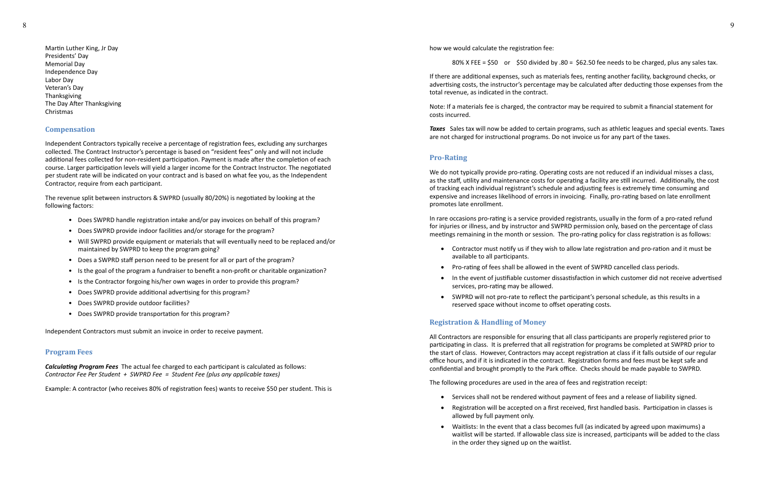Martin Luther King, Jr Day
Presidents' Day
Memorial Day
Independence Day
Labor Day
Veteran's Day
Thanksgiving
The Day After Thanksgiving
Christmas

## Compensation

Independent Contractors typically receive a percentage of registration fees, excluding any surcharges collected. The Contract Instructor's percentage is based on "resident fees" only and will not include additional fees collected for non-resident participation. Payment is made after the completion of each course. Larger participation levels will yield a larger income for the Contract Instructor. The negotiated per student rate will be indicated on your contract and is based on what fee you, as the Independent Contractor, require from each participant.

The revenue split between instructors & SWPRD (usually 80/20%) is negotiated by looking at the following factors:

- Does SWPRD handle registration intake and/or pay invoices on behalf of this program?
- Does SWPRD provide indoor facilities and/or storage for the program?
- Will SWPRD provide equipment or materials that will eventually need to be replaced and/or maintained by SWPRD to keep the program going?
- Does a SWPRD staff person need to be present for all or part of the program?
- Is the goal of the program a fundraiser to benefit a non-profit or charitable organization?
- Is the Contractor forgoing his/her own wages in order to provide this program?
- Does SWPRD provide additional advertising for this program?
- Does SWPRD provide outdoor facilities?
- Does SWPRD provide transportation for this program?

Independent Contractors must submit an invoice in order to receive payment.

## Program Fees

***Calculating Program Fees*** The actual fee charged to each participant is calculated as follows:
*Contractor Fee Per Student + SWPRD Fee = Student Fee (plus any applicable taxes)*

Example: A contractor (who receives 80% of registration fees) wants to receive $50 per student. This is how we would calculate the registration fee:

80% X FEE = $50 or $50 divided by .80 = $62.50 fee needs to be charged, plus any sales tax.

If there are additional expenses, such as materials fees, renting another facility, background checks, or advertising costs, the instructor's percentage may be calculated after deducting those expenses from the total revenue, as indicated in the contract.

Note: If a materials fee is charged, the contractor may be required to submit a financial statement for costs incurred.

***Taxes*** Sales tax will now be added to certain programs, such as athletic leagues and special events. Taxes are not charged for instructional programs. Do not invoice us for any part of the taxes.

## Pro-Rating

We do not typically provide pro-rating. Operating costs are not reduced if an individual misses a class, as the staff, utility and maintenance costs for operating a facility are still incurred. Additionally, the cost of tracking each individual registrant's schedule and adjusting fees is extremely time consuming and expensive and increases likelihood of errors in invoicing. Finally, pro-rating based on late enrollment promotes late enrollment.

In rare occasions pro-rating is a service provided registrants, usually in the form of a pro-rated refund for injuries or illness, and by instructor and SWPRD permission only, based on the percentage of class meetings remaining in the month or session. The pro-rating policy for class registration is as follows:

- Contractor must notify us if they wish to allow late registration and pro-ration and it must be available to all participants.
- Pro-rating of fees shall be allowed in the event of SWPRD cancelled class periods.
- In the event of justifiable customer dissatisfaction in which customer did not receive advertised services, pro-rating may be allowed.
- SWPRD will not pro-rate to reflect the participant's personal schedule, as this results in a reserved space without income to offset operating costs.

## Registration & Handling of Money

All Contractors are responsible for ensuring that all class participants are properly registered prior to participating in class. It is preferred that all registration for programs be completed at SWPRD prior to the start of class. However, Contractors may accept registration at class if it falls outside of our regular office hours, and if it is indicated in the contract. Registration forms and fees must be kept safe and confidential and brought promptly to the Park office. Checks should be made payable to SWPRD.

The following procedures are used in the area of fees and registration receipt:

- Services shall not be rendered without payment of fees and a release of liability signed.
- Registration will be accepted on a first received, first handled basis. Participation in classes is allowed by full payment only.
- Waitlists: In the event that a class becomes full (as indicated by agreed upon maximums) a waitlist will be started. If allowable class size is increased, participants will be added to the class in the order they signed up on the waitlist.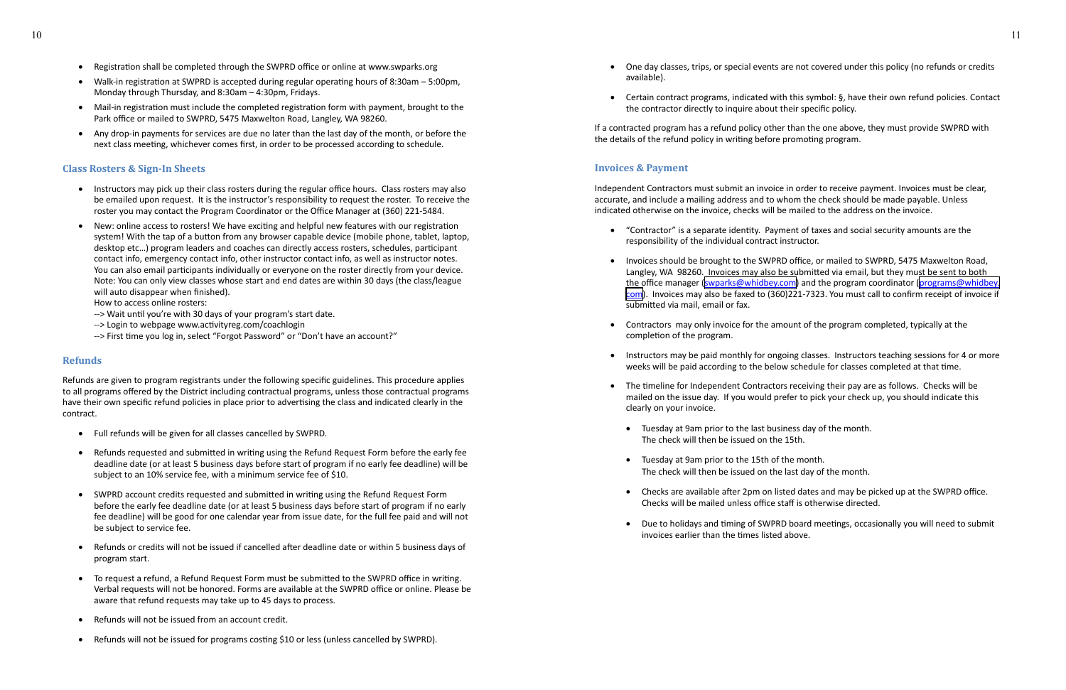- Registration shall be completed through the SWPRD office or online at www.swparks.org
- Walk-in registration at SWPRD is accepted during regular operating hours of 8:30am – 5:00pm, Monday through Thursday, and 8:30am – 4:30pm, Fridays.
- Mail-in registration must include the completed registration form with payment, brought to the Park office or mailed to SWPRD, 5475 Maxwelton Road, Langley, WA 98260.
- Any drop-in payments for services are due no later than the last day of the month, or before the next class meeting, whichever comes first, in order to be processed according to schedule.

### Class Rosters & Sign-In Sheets

- Instructors may pick up their class rosters during the regular office hours. Class rosters may also be emailed upon request. It is the instructor's responsibility to request the roster. To receive the roster you may contact the Program Coordinator or the Office Manager at (360) 221-5484.
- New: online access to rosters! We have exciting and helpful new features with our registration system! With the tap of a button from any browser capable device (mobile phone, tablet, laptop, desktop etc…) program leaders and coaches can directly access rosters, schedules, participant contact info, emergency contact info, other instructor contact info, as well as instructor notes. You can also email participants individually or everyone on the roster directly from your device. Note: You can only view classes whose start and end dates are within 30 days (the class/league will auto disappear when finished).
  How to access online rosters:
  --> Wait until you're with 30 days of your program's start date.
  --> Login to webpage www.activityreg.com/coachlogin
  --> First time you log in, select "Forgot Password" or "Don't have an account?"

### Refunds

Refunds are given to program registrants under the following specific guidelines. This procedure applies to all programs offered by the District including contractual programs, unless those contractual programs have their own specific refund policies in place prior to advertising the class and indicated clearly in the contract.

- Full refunds will be given for all classes cancelled by SWPRD.
- Refunds requested and submitted in writing using the Refund Request Form before the early fee deadline date (or at least 5 business days before start of program if no early fee deadline) will be subject to an 10% service fee, with a minimum service fee of $10.
- SWPRD account credits requested and submitted in writing using the Refund Request Form before the early fee deadline date (or at least 5 business days before start of program if no early fee deadline) will be good for one calendar year from issue date, for the full fee paid and will not be subject to service fee.
- Refunds or credits will not be issued if cancelled after deadline date or within 5 business days of program start.
- To request a refund, a Refund Request Form must be submitted to the SWPRD office in writing. Verbal requests will not be honored. Forms are available at the SWPRD office or online. Please be aware that refund requests may take up to 45 days to process.
- Refunds will not be issued from an account credit.
- Refunds will not be issued for programs costing $10 or less (unless cancelled by SWPRD).
- One day classes, trips, or special events are not covered under this policy (no refunds or credits available).
- Certain contract programs, indicated with this symbol: §, have their own refund policies. Contact the contractor directly to inquire about their specific policy.

If a contracted program has a refund policy other than the one above, they must provide SWPRD with the details of the refund policy in writing before promoting program.

### Invoices & Payment

Independent Contractors must submit an invoice in order to receive payment. Invoices must be clear, accurate, and include a mailing address and to whom the check should be made payable. Unless indicated otherwise on the invoice, checks will be mailed to the address on the invoice.

- "Contractor" is a separate identity. Payment of taxes and social security amounts are the responsibility of the individual contract instructor.
- Invoices should be brought to the SWPRD office, or mailed to SWPRD, 5475 Maxwelton Road, Langley, WA 98260. Invoices may also be submitted via email, but they must be sent to both the office manager (swparks@whidbey.com) and the program coordinator (programs@whidbey.com). Invoices may also be faxed to (360)221-7323. You must call to confirm receipt of invoice if submitted via mail, email or fax.
- Contractors may only invoice for the amount of the program completed, typically at the completion of the program.
- Instructors may be paid monthly for ongoing classes. Instructors teaching sessions for 4 or more weeks will be paid according to the below schedule for classes completed at that time.
- The timeline for Independent Contractors receiving their pay are as follows. Checks will be mailed on the issue day. If you would prefer to pick your check up, you should indicate this clearly on your invoice.
  - Tuesday at 9am prior to the last business day of the month.
    The check will then be issued on the 15th.
  - Tuesday at 9am prior to the 15th of the month.
    The check will then be issued on the last day of the month.
  - Checks are available after 2pm on listed dates and may be picked up at the SWPRD office. Checks will be mailed unless office staff is otherwise directed.
  - Due to holidays and timing of SWPRD board meetings, occasionally you will need to submit invoices earlier than the times listed above.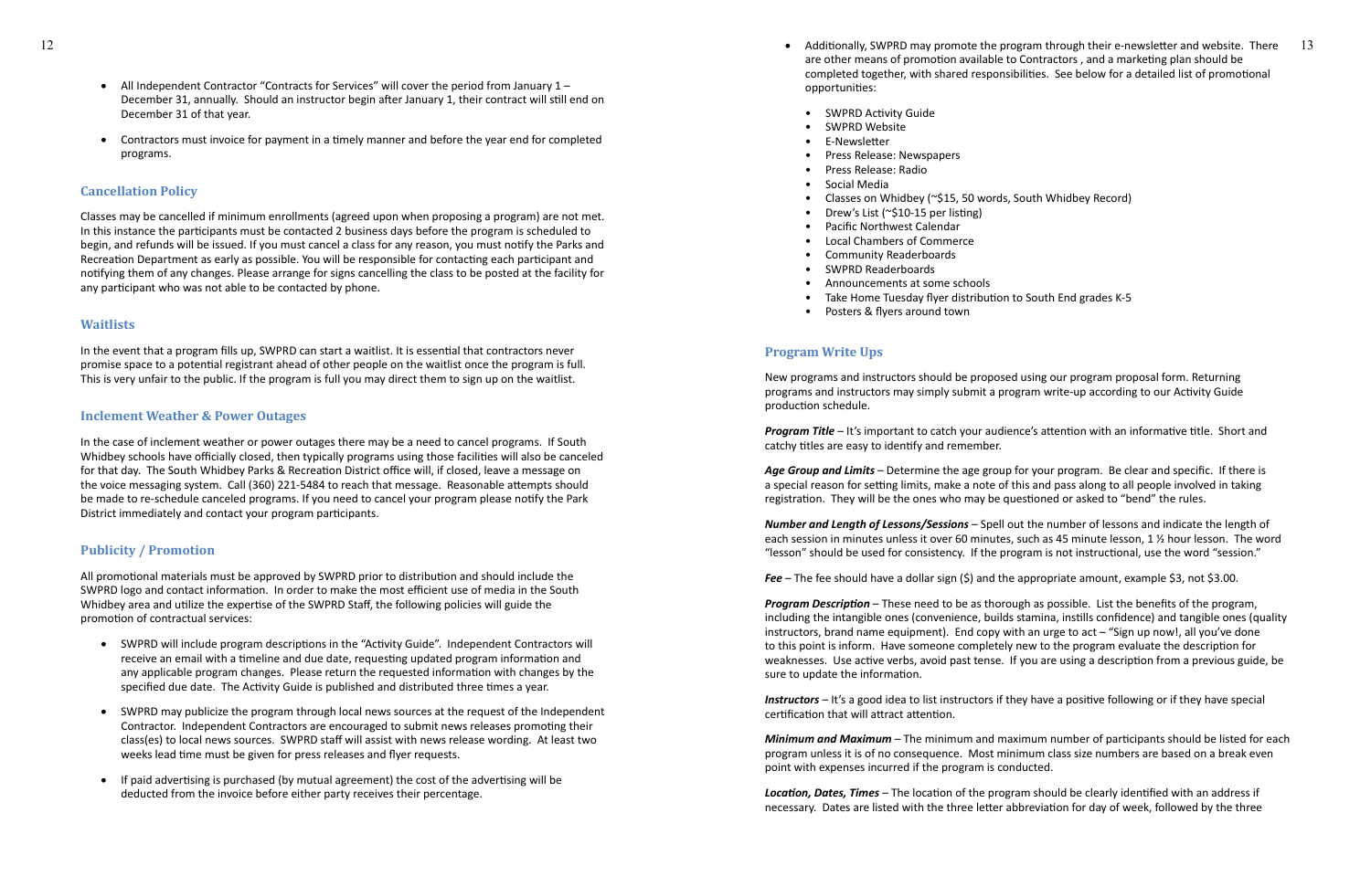- All Independent Contractor "Contracts for Services" will cover the period from January 1 – December 31, annually. Should an instructor begin after January 1, their contract will still end on December 31 of that year.
- Contractors must invoice for payment in a timely manner and before the year end for completed programs.

### Cancellation Policy

Classes may be cancelled if minimum enrollments (agreed upon when proposing a program) are not met. In this instance the participants must be contacted 2 business days before the program is scheduled to begin, and refunds will be issued. If you must cancel a class for any reason, you must notify the Parks and Recreation Department as early as possible. You will be responsible for contacting each participant and notifying them of any changes. Please arrange for signs cancelling the class to be posted at the facility for any participant who was not able to be contacted by phone.

### Waitlists

In the event that a program fills up, SWPRD can start a waitlist. It is essential that contractors never promise space to a potential registrant ahead of other people on the waitlist once the program is full. This is very unfair to the public. If the program is full you may direct them to sign up on the waitlist.

### Inclement Weather & Power Outages

In the case of inclement weather or power outages there may be a need to cancel programs. If South Whidbey schools have officially closed, then typically programs using those facilities will also be canceled for that day. The South Whidbey Parks & Recreation District office will, if closed, leave a message on the voice messaging system. Call (360) 221-5484 to reach that message. Reasonable attempts should be made to re-schedule canceled programs. If you need to cancel your program please notify the Park District immediately and contact your program participants.

### Publicity / Promotion

All promotional materials must be approved by SWPRD prior to distribution and should include the SWPRD logo and contact information. In order to make the most efficient use of media in the South Whidbey area and utilize the expertise of the SWPRD Staff, the following policies will guide the promotion of contractual services:

- SWPRD will include program descriptions in the "Activity Guide". Independent Contractors will receive an email with a timeline and due date, requesting updated program information and any applicable program changes. Please return the requested information with changes by the specified due date. The Activity Guide is published and distributed three times a year.
- SWPRD may publicize the program through local news sources at the request of the Independent Contractor. Independent Contractors are encouraged to submit news releases promoting their class(es) to local news sources. SWPRD staff will assist with news release wording. At least two weeks lead time must be given for press releases and flyer requests.
- If paid advertising is purchased (by mutual agreement) the cost of the advertising will be deducted from the invoice before either party receives their percentage.
- Additionally, SWPRD may promote the program through their e-newsletter and website. There are other means of promotion available to Contractors , and a marketing plan should be completed together, with shared responsibilities. See below for a detailed list of promotional opportunities:
  - SWPRD Activity Guide
  - SWPRD Website
  - E-Newsletter
  - Press Release: Newspapers
  - Press Release: Radio
  - Social Media
  - Classes on Whidbey (~$15, 50 words, South Whidbey Record)
  - Drew's List (~$10-15 per listing)
  - Pacific Northwest Calendar
  - Local Chambers of Commerce
  - Community Readerboards
  - SWPRD Readerboards
  - Announcements at some schools
  - Take Home Tuesday flyer distribution to South End grades K-5
  - Posters & flyers around town

### Program Write Ups

New programs and instructors should be proposed using our program proposal form. Returning programs and instructors may simply submit a program write-up according to our Activity Guide production schedule.

***Program Title*** – It's important to catch your audience's attention with an informative title. Short and catchy titles are easy to identify and remember.

***Age Group and Limits*** – Determine the age group for your program. Be clear and specific. If there is a special reason for setting limits, make a note of this and pass along to all people involved in taking registration. They will be the ones who may be questioned or asked to "bend" the rules.

***Number and Length of Lessons/Sessions*** – Spell out the number of lessons and indicate the length of each session in minutes unless it over 60 minutes, such as 45 minute lesson, 1 ½ hour lesson. The word "lesson" should be used for consistency. If the program is not instructional, use the word "session."

***Fee*** – The fee should have a dollar sign ($) and the appropriate amount, example $3, not $3.00.

***Program Description*** – These need to be as thorough as possible. List the benefits of the program, including the intangible ones (convenience, builds stamina, instills confidence) and tangible ones (quality instructors, brand name equipment). End copy with an urge to act – "Sign up now!, all you've done to this point is inform. Have someone completely new to the program evaluate the description for weaknesses. Use active verbs, avoid past tense. If you are using a description from a previous guide, be sure to update the information.

***Instructors*** – It's a good idea to list instructors if they have a positive following or if they have special certification that will attract attention.

***Minimum and Maximum*** – The minimum and maximum number of participants should be listed for each program unless it is of no consequence. Most minimum class size numbers are based on a break even point with expenses incurred if the program is conducted.

***Location, Dates, Times*** – The location of the program should be clearly identified with an address if necessary. Dates are listed with the three letter abbreviation for day of week, followed by the three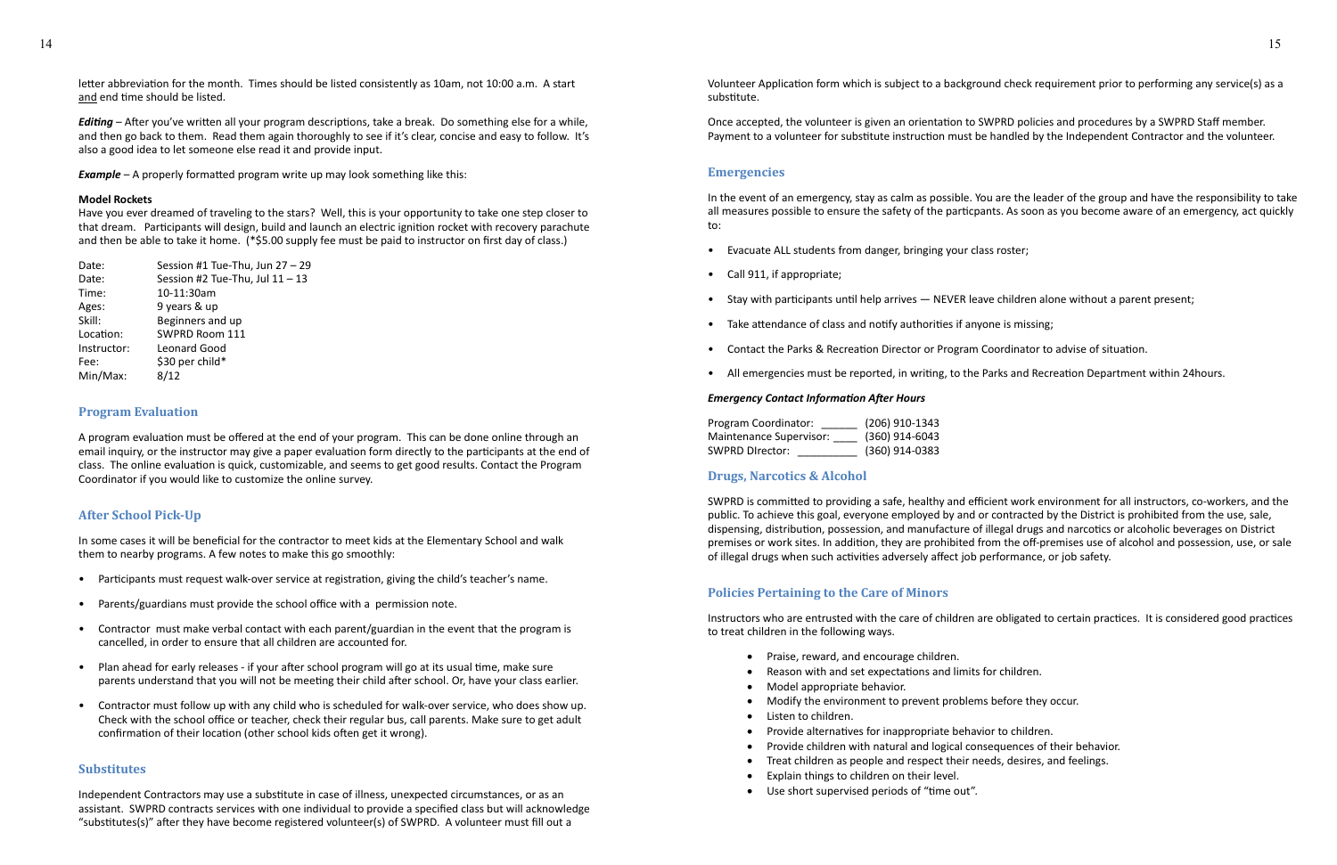letter abbreviation for the month. Times should be listed consistently as 10am, not 10:00 a.m. A start and end time should be listed.

***Editing*** – After you've written all your program descriptions, take a break. Do something else for a while, and then go back to them. Read them again thoroughly to see if it's clear, concise and easy to follow. It's also a good idea to let someone else read it and provide input.

***Example*** – A properly formatted program write up may look something like this:

**Model Rockets**
Have you ever dreamed of traveling to the stars? Well, this is your opportunity to take one step closer to that dream. Participants will design, build and launch an electric ignition rocket with recovery parachute and then be able to take it home. (*$5.00 supply fee must be paid to instructor on first day of class.)

Date: Session #1 Tue-Thu, Jun 27 – 29
Date: Session #2 Tue-Thu, Jul 11 – 13
Time: 10-11:30am
Ages: 9 years & up
Skill: Beginners and up
Location: SWPRD Room 111
Instructor: Leonard Good
Fee: $30 per child*
Min/Max: 8/12

## Program Evaluation

A program evaluation must be offered at the end of your program. This can be done online through an email inquiry, or the instructor may give a paper evaluation form directly to the participants at the end of class. The online evaluation is quick, customizable, and seems to get good results. Contact the Program Coordinator if you would like to customize the online survey.

## After School Pick-Up

In some cases it will be beneficial for the contractor to meet kids at the Elementary School and walk them to nearby programs. A few notes to make this go smoothly:

- Participants must request walk-over service at registration, giving the child's teacher's name.
- Parents/guardians must provide the school office with a permission note.
- Contractor must make verbal contact with each parent/guardian in the event that the program is cancelled, in order to ensure that all children are accounted for.
- Plan ahead for early releases - if your after school program will go at its usual time, make sure parents understand that you will not be meeting their child after school. Or, have your class earlier.
- Contractor must follow up with any child who is scheduled for walk-over service, who does show up. Check with the school office or teacher, check their regular bus, call parents. Make sure to get adult confirmation of their location (other school kids often get it wrong).

## Substitutes

Independent Contractors may use a substitute in case of illness, unexpected circumstances, or as an assistant. SWPRD contracts services with one individual to provide a specified class but will acknowledge "substitutes(s)" after they have become registered volunteer(s) of SWPRD. A volunteer must fill out a Volunteer Application form which is subject to a background check requirement prior to performing any service(s) as a substitute.

Once accepted, the volunteer is given an orientation to SWPRD policies and procedures by a SWPRD Staff member. Payment to a volunteer for substitute instruction must be handled by the Independent Contractor and the volunteer.

## Emergencies

In the event of an emergency, stay as calm as possible. You are the leader of the group and have the responsibility to take all measures possible to ensure the safety of the particpants. As soon as you become aware of an emergency, act quickly to:

- Evacuate ALL students from danger, bringing your class roster;
- Call 911, if appropriate;
- Stay with participants until help arrives — NEVER leave children alone without a parent present;
- Take attendance of class and notify authorities if anyone is missing;
- Contact the Parks & Recreation Director or Program Coordinator to advise of situation.
- All emergencies must be reported, in writing, to the Parks and Recreation Department within 24hours.

***Emergency Contact Information After Hours***

Program Coordinator: ______ (206) 910-1343
Maintenance Supervisor: ____ (360) 914-6043
SWPRD DIrector: _________ (360) 914-0383

## Drugs, Narcotics & Alcohol

SWPRD is committed to providing a safe, healthy and efficient work environment for all instructors, co-workers, and the public. To achieve this goal, everyone employed by and or contracted by the District is prohibited from the use, sale, dispensing, distribution, possession, and manufacture of illegal drugs and narcotics or alcoholic beverages on District premises or work sites. In addition, they are prohibited from the off-premises use of alcohol and possession, use, or sale of illegal drugs when such activities adversely affect job performance, or job safety.

## Policies Pertaining to the Care of Minors

Instructors who are entrusted with the care of children are obligated to certain practices. It is considered good practices to treat children in the following ways.

- Praise, reward, and encourage children.
- Reason with and set expectations and limits for children.
- Model appropriate behavior.
- Modify the environment to prevent problems before they occur.
- Listen to children.
- Provide alternatives for inappropriate behavior to children.
- Provide children with natural and logical consequences of their behavior.
- Treat children as people and respect their needs, desires, and feelings.
- Explain things to children on their level.
- Use short supervised periods of "time out".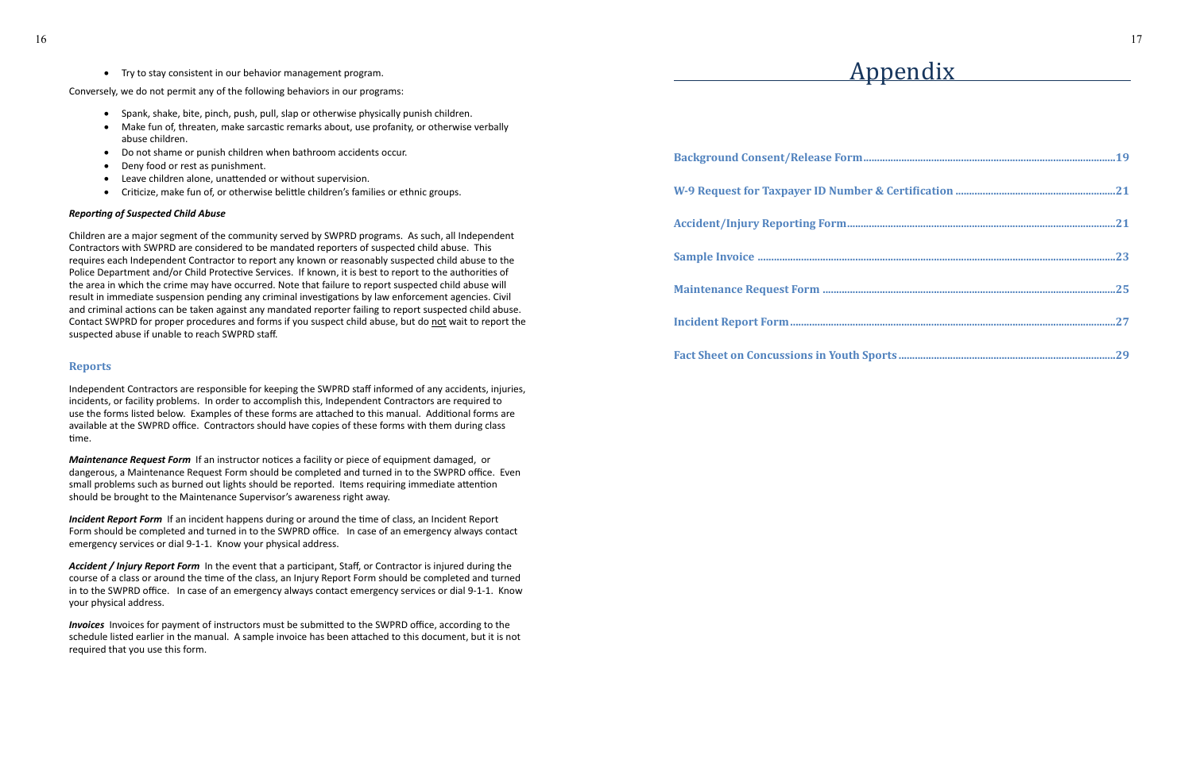- Try to stay consistent in our behavior management program.

Conversely, we do not permit any of the following behaviors in our programs:

- Spank, shake, bite, pinch, push, pull, slap or otherwise physically punish children.
- Make fun of, threaten, make sarcastic remarks about, use profanity, or otherwise verbally abuse children.
- Do not shame or punish children when bathroom accidents occur.
- Deny food or rest as punishment.
- Leave children alone, unattended or without supervision.
- Criticize, make fun of, or otherwise belittle children's families or ethnic groups.

***Reporting of Suspected Child Abuse***

Children are a major segment of the community served by SWPRD programs. As such, all Independent Contractors with SWPRD are considered to be mandated reporters of suspected child abuse. This requires each Independent Contractor to report any known or reasonably suspected child abuse to the Police Department and/or Child Protective Services. If known, it is best to report to the authorities of the area in which the crime may have occurred. Note that failure to report suspected child abuse will result in immediate suspension pending any criminal investigations by law enforcement agencies. Civil and criminal actions can be taken against any mandated reporter failing to report suspected child abuse. Contact SWPRD for proper procedures and forms if you suspect child abuse, but do not wait to report the suspected abuse if unable to reach SWPRD staff.

## Reports

Independent Contractors are responsible for keeping the SWPRD staff informed of any accidents, injuries, incidents, or facility problems. In order to accomplish this, Independent Contractors are required to use the forms listed below. Examples of these forms are attached to this manual. Additional forms are available at the SWPRD office. Contractors should have copies of these forms with them during class time.

***Maintenance Request Form*** If an instructor notices a facility or piece of equipment damaged, or dangerous, a Maintenance Request Form should be completed and turned in to the SWPRD office. Even small problems such as burned out lights should be reported. Items requiring immediate attention should be brought to the Maintenance Supervisor's awareness right away.

***Incident Report Form*** If an incident happens during or around the time of class, an Incident Report Form should be completed and turned in to the SWPRD office. In case of an emergency always contact emergency services or dial 9-1-1. Know your physical address.

***Accident / Injury Report Form*** In the event that a participant, Staff, or Contractor is injured during the course of a class or around the time of the class, an Injury Report Form should be completed and turned in to the SWPRD office. In case of an emergency always contact emergency services or dial 9-1-1. Know your physical address.

***Invoices*** Invoices for payment of instructors must be submitted to the SWPRD office, according to the schedule listed earlier in the manual. A sample invoice has been attached to this document, but it is not required that you use this form.

# Appendix

**Background Consent/Release Form..........19**

**W-9 Request for Taxpayer ID Number & Certification..........21**

**Accident/Injury Reporting Form..........21**

**Sample Invoice..........23**

**Maintenance Request Form..........25**

**Incident Report Form..........27**

**Fact Sheet on Concussions in Youth Sports..........29**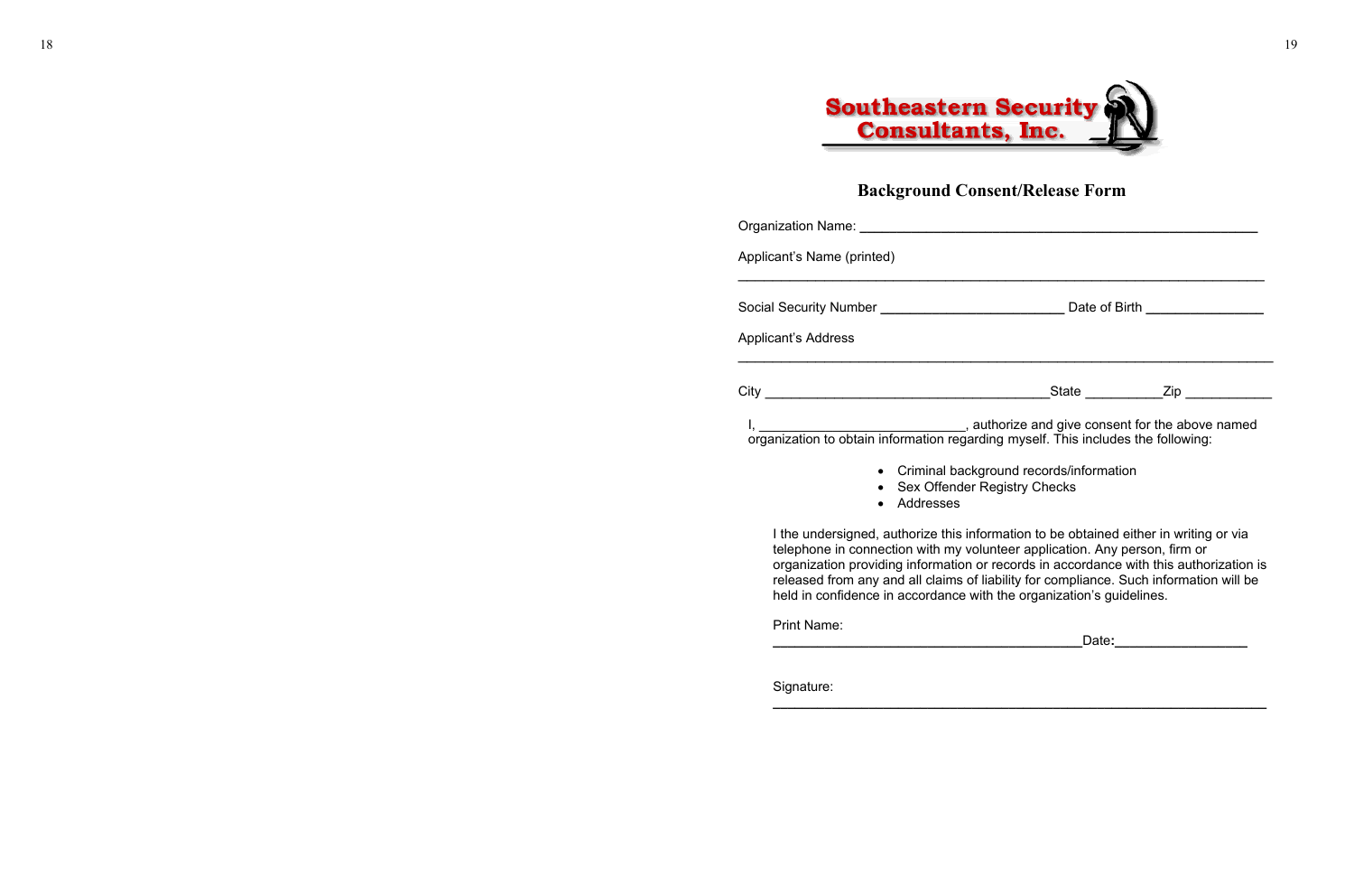**Southeastern Security Consultants, Inc.**

## Background Consent/Release Form

Organization Name: ______________________________________________________

Applicant's Name (printed)

_________________________________________________________________

Social Security Number ________________________ Date of Birth _______________

Applicant's Address

_________________________________________________________________

City _____________________________________State __________Zip ___________

I, ____________________________, authorize and give consent for the above named organization to obtain information regarding myself. This includes the following:

- Criminal background records/information
- Sex Offender Registry Checks
- Addresses

I the undersigned, authorize this information to be obtained either in writing or via telephone in connection with my volunteer application. Any person, firm or organization providing information or records in accordance with this authorization is released from any and all claims of liability for compliance. Such information will be held in confidence in accordance with the organization's guidelines.

Print Name:

_________________________________________Date:_________________

Signature:

_________________________________________________________________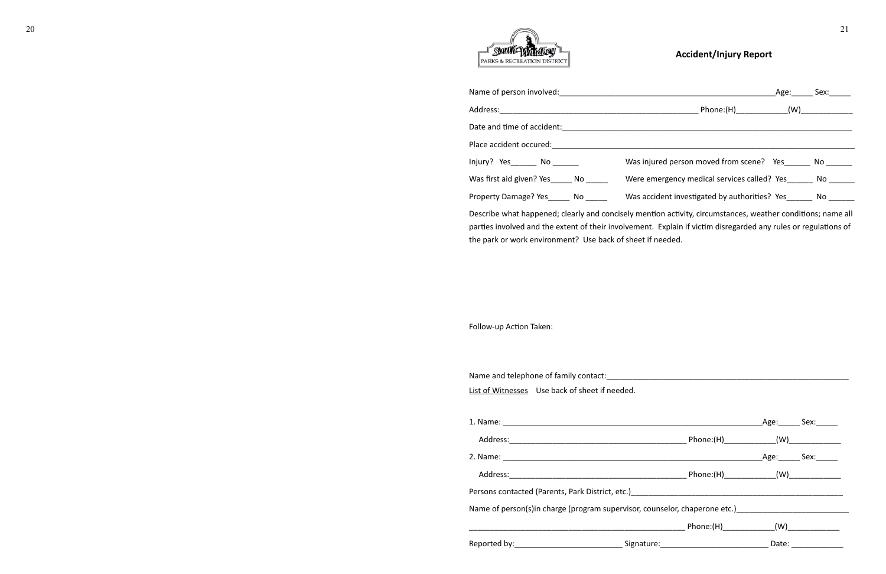South Whidbey Parks & Recreation District

## Accident/Injury Report

Name of person involved:____________________________________________________Age:_____ Sex:_____

Address:_______________________________________________ Phone:(H)____________(W)____________

Date and time of accident:__________________________________________________________________

Place accident occured:_____________________________________________________________________

Injury? Yes______ No ______ Was injured person moved from scene? Yes______ No ______

Was first aid given? Yes_____ No _____ Were emergency medical services called? Yes______ No ______

Property Damage? Yes_____ No _____ Was accident investigated by authorities? Yes______ No ______

Describe what happened; clearly and concisely mention activity, circumstances, weather conditions; name all parties involved and the extent of their involvement. Explain if victim disregarded any rules or regulations of the park or work environment? Use back of sheet if needed.

Follow-up Action Taken:

Name and telephone of family contact:_________________________________________________________

List of Witnesses Use back of sheet if needed.

1. Name: _________________________________________________________________Age:_____ Sex:_____

   Address:__________________________________________ Phone:(H)____________(W)____________

2. Name: _________________________________________________________________Age:_____ Sex:_____

   Address:__________________________________________ Phone:(H)____________(W)____________

Persons contacted (Parents, Park District, etc.)____________________________________________________

Name of person(s)in charge (program supervisor, counselor, chaperone etc.)__________________________

_____________________________________________________ Phone:(H)____________(W)____________

Reported by:_________________________ Signature:_________________________ Date: ____________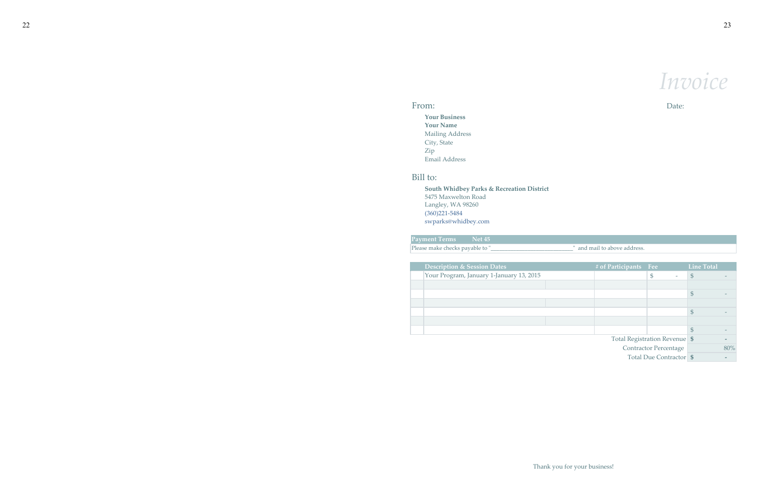# *Invoice*

## From:

Date:

**Your Business**
**Your Name**
Mailing Address
City, State
Zip
Email Address

## Bill to:

**South Whidbey Parks & Recreation District**
5475 Maxwelton Road
Langley, WA 98260
(360)221-5484
swparks@whidbey.com

| **Payment Terms** | **Net 45** |
|---|---|
| Please make checks payable to "_____________________________" and mail to above address. | |

| Description & Session Dates | # of Participants | Fee | Line Total |
|---|---|---|---|
| Your Program, January 1-January 13, 2015 | | $ - | $ - |
| | | | |
| | | | $ - |
| | | | |
| | | | $ - |
| | | | |
| | | | $ - |
| | | Total Registration Revenue | $ - |
| | | Contractor Percentage | 80% |
| | | Total Due Contractor | $ - |

Thank you for your business!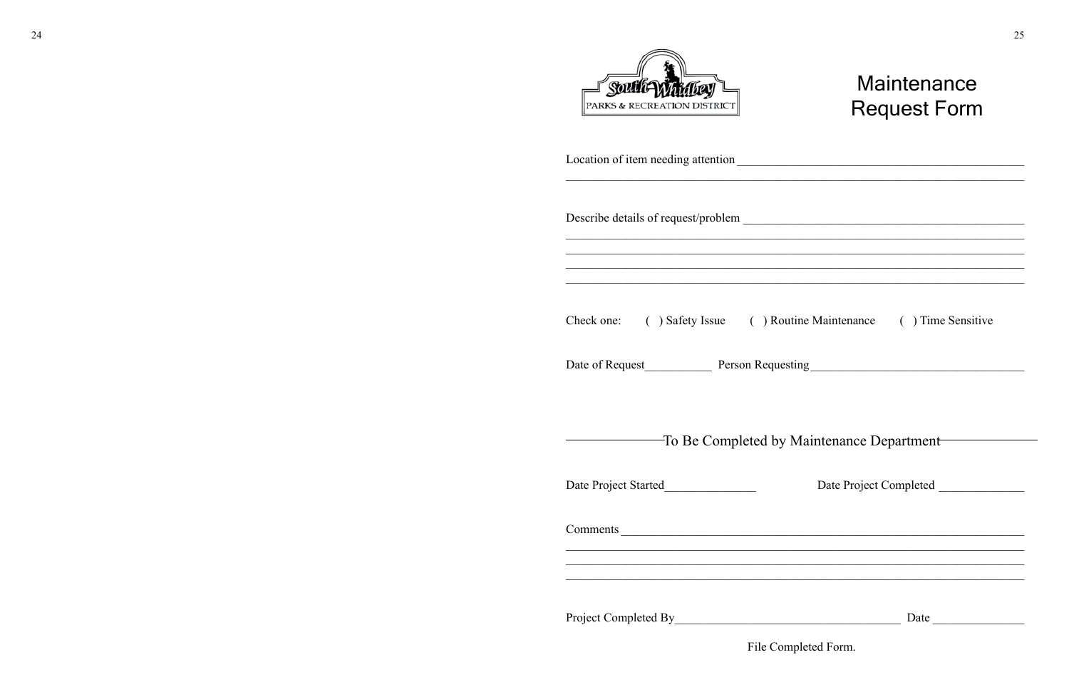South Whidbey PARKS & RECREATION DISTRICT

# Maintenance Request Form

Location of item needing attention ______________________________________________
______________________________________________________________________________

Describe details of request/problem ______________________________________________
______________________________________________________________________________
______________________________________________________________________________
______________________________________________________________________________
______________________________________________________________________________

Check one: ( ) Safety Issue ( ) Routine Maintenance ( ) Time Sensitive

Date of Request___________ Person Requesting__________________________________

## To Be Completed by Maintenance Department

Date Project Started_______________ Date Project Completed ______________

Comments ______________________________________________________________________
______________________________________________________________________________
______________________________________________________________________________
______________________________________________________________________________

Project Completed By_____________________________________ Date _______________

File Completed Form.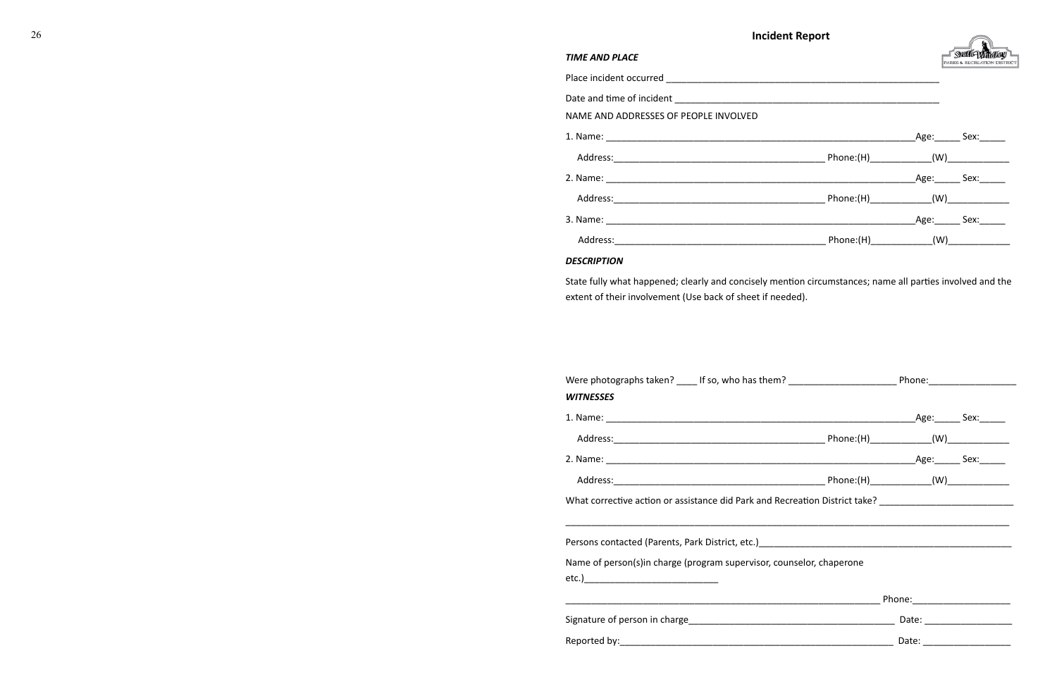# Incident Report

***TIME AND PLACE***

Place incident occurred ___________________________________________________________

Date and time of incident ___________________________________________________________

NAME AND ADDRESSES OF PEOPLE INVOLVED

1. Name: ______________________________________________________________________Age:_____ Sex:_____

   Address:_____________________________________________ Phone:(H)____________(W)____________

2. Name: ______________________________________________________________________Age:_____ Sex:_____

   Address:_____________________________________________ Phone:(H)____________(W)____________

3. Name: ______________________________________________________________________Age:_____ Sex:_____

   Address:_____________________________________________ Phone:(H)____________(W)____________

***DESCRIPTION***

State fully what happened; clearly and concisely mention circumstances; name all parties involved and the extent of their involvement (Use back of sheet if needed).

Were photographs taken? ____ If so, who has them? ______________________ Phone:__________________

***WITNESSES***

1. Name: ______________________________________________________________________Age:_____ Sex:_____

   Address:_____________________________________________ Phone:(H)____________(W)____________

2. Name: ______________________________________________________________________Age:_____ Sex:_____

   Address:_____________________________________________ Phone:(H)____________(W)____________

What corrective action or assistance did Park and Recreation District take? ___________________________

_____________________________________________________________________________________________

Persons contacted (Parents, Park District, etc.)______________________________________________________

Name of person(s)in charge (program supervisor, counselor, chaperone etc.)___________________________

_________________________________________________________________ Phone:____________________

Signature of person in charge___________________________________________ Date: _________________

Reported by:__________________________________________________________ Date: _________________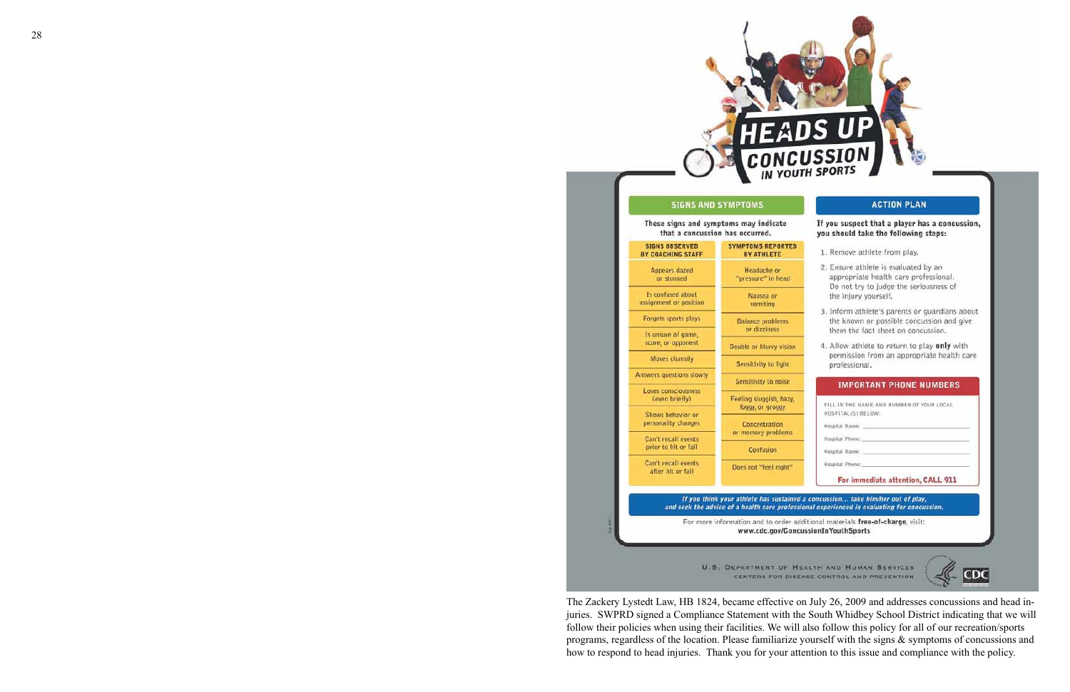# HEADS UP
## CONCUSSION IN YOUTH SPORTS

### SIGNS AND SYMPTOMS

These signs and symptoms may indicate that a concussion has occurred.

| SIGNS OBSERVED BY COACHING STAFF | SYMPTOMS REPORTED BY ATHLETE |
|---|---|
| Appears dazed or stunned | Headache or "pressure" in head |
| Is confused about assignment or position | Nausea or vomiting |
| Forgets sports plays | Balance problems or dizziness |
| Is unsure of game, score, or opponent | Double or blurry vision |
| Moves clumsily | Sensitivity to light |
| Answers questions slowly | Sensitivity to noise |
| Loses consciousness (even briefly) | Feeling sluggish, hazy, foggy, or groggy |
| Shows behavior or personality changes | Concentration or memory problems |
| Can't recall events prior to hit or fall | Confusion |
| Can't recall events after hit or fall | Does not "feel right" |

### ACTION PLAN

If you suspect that a player has a concussion, you should take the following steps:

1. Remove athlete from play.
2. Ensure athlete is evaluated by an appropriate health care professional. Do not try to judge the seriousness of the injury yourself.
3. Inform athlete's parents or guardians about the known or possible concussion and give them the fact sheet on concussion.
4. Allow athlete to return to play **only** with permission from an appropriate health care professional.

### IMPORTANT PHONE NUMBERS

FILL IN THE NAME AND NUMBER OF YOUR LOCAL HOSPITAL(S) BELOW:

Hospital Name: ______________________

Hospital Phone: ______________________

Hospital Name: ______________________

Hospital Phone: ______________________

**For immediate attention, CALL 911**

*If you think your athlete has sustained a concussion... take him/her out of play, and seek the advice of a health care professional experienced in evaluating for concussion.*

For more information and to order additional materials **free-of-charge**, visit: **www.cdc.gov/ConcussionInYouthSports**

U.S. DEPARTMENT OF HEALTH AND HUMAN SERVICES
CENTERS FOR DISEASE CONTROL AND PREVENTION

CDC

The Zackery Lystedt Law, HB 1824, became effective on July 26, 2009 and addresses concussions and head injuries. SWPRD signed a Compliance Statement with the South Whidbey School District indicating that we will follow their policies when using their facilities. We will also follow this policy for all of our recreation/sports programs, regardless of the location. Please familiarize yourself with the signs & symptoms of concussions and how to respond to head injuries. Thank you for your attention to this issue and compliance with the policy.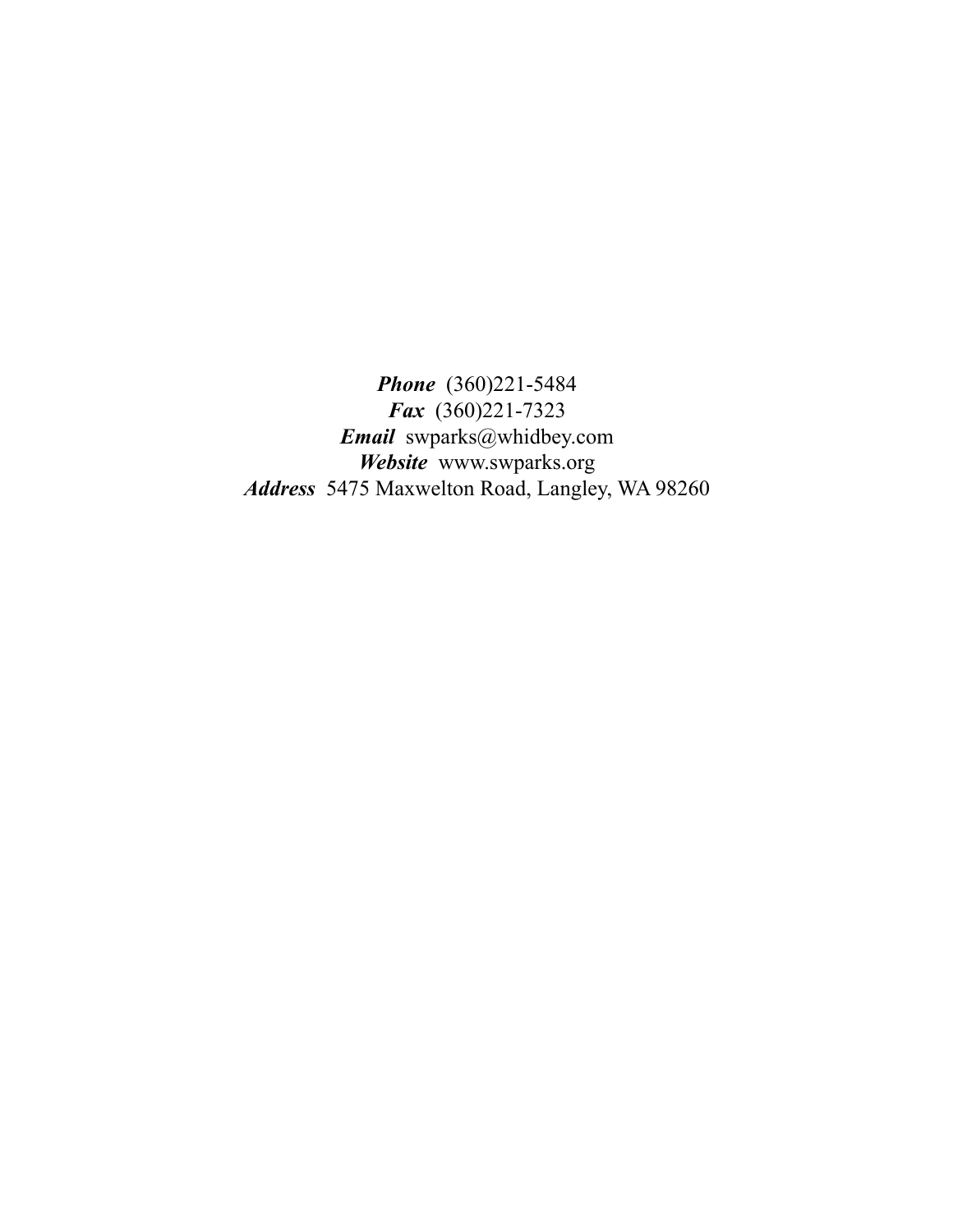***Phone*** (360)221-5484
***Fax*** (360)221-7323
***Email*** swparks@whidbey.com
***Website*** www.swparks.org
***Address*** 5475 Maxwelton Road, Langley, WA 98260